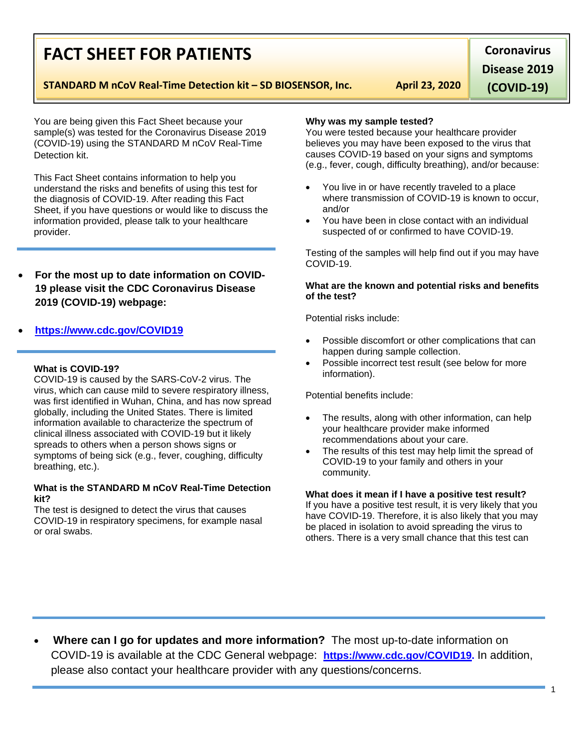# FACT SHEET FOR PATIENTS

**STANDARD M nCoV Real-Time Detection kit – SD BIOSENSOR, Inc.** **April 23, 2020**

**Coronavirus Disease 2019 (COVID-19)**

You are being given this Fact Sheet because your sample(s) was tested for the Coronavirus Disease 2019 (COVID-19) using the STANDARD M nCoV Real-Time Detection kit.

This Fact Sheet contains information to help you understand the risks and benefits of using this test for the diagnosis of COVID-19. After reading this Fact Sheet, if you have questions or would like to discuss the information provided, please talk to your healthcare provider.

- **For the most up to date information on COVID-19 please visit the CDC Coronavirus Disease 2019 (COVID-19) webpage:**
- **https://www.cdc.gov/COVID19**

**What is COVID-19?**
COVID-19 is caused by the SARS-CoV-2 virus. The virus, which can cause mild to severe respiratory illness, was first identified in Wuhan, China, and has now spread globally, including the United States. There is limited information available to characterize the spectrum of clinical illness associated with COVID-19 but it likely spreads to others when a person shows signs or symptoms of being sick (e.g., fever, coughing, difficulty breathing, etc.).

**What is the STANDARD M nCoV Real-Time Detection kit?**
The test is designed to detect the virus that causes COVID-19 in respiratory specimens, for example nasal or oral swabs.

**Why was my sample tested?**
You were tested because your healthcare provider believes you may have been exposed to the virus that causes COVID-19 based on your signs and symptoms (e.g., fever, cough, difficulty breathing), and/or because:

- You live in or have recently traveled to a place where transmission of COVID-19 is known to occur, and/or
- You have been in close contact with an individual suspected of or confirmed to have COVID-19.

Testing of the samples will help find out if you may have COVID-19.

**What are the known and potential risks and benefits of the test?**

Potential risks include:

- Possible discomfort or other complications that can happen during sample collection.
- Possible incorrect test result (see below for more information).

Potential benefits include:

- The results, along with other information, can help your healthcare provider make informed recommendations about your care.
- The results of this test may help limit the spread of COVID-19 to your family and others in your community.

**What does it mean if I have a positive test result?**
If you have a positive test result, it is very likely that you have COVID-19. Therefore, it is also likely that you may be placed in isolation to avoid spreading the virus to others. There is a very small chance that this test can

- **Where can I go for updates and more information?** The most up-to-date information on COVID-19 is available at the CDC General webpage: **https://www.cdc.gov/COVID19.** In addition, please also contact your healthcare provider with any questions/concerns.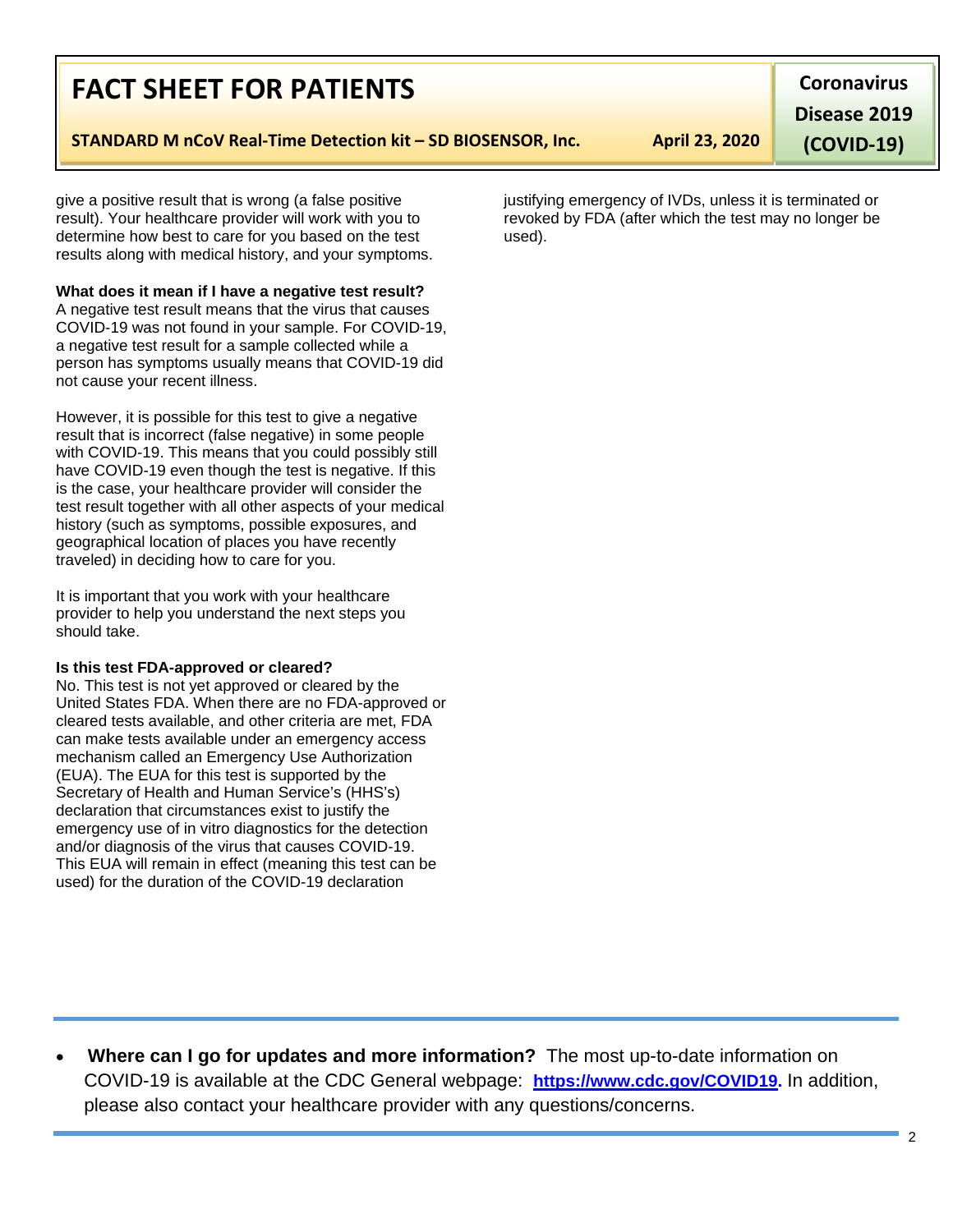give a positive result that is wrong (a false positive result). Your healthcare provider will work with you to determine how best to care for you based on the test results along with medical history, and your symptoms.

**What does it mean if I have a negative test result?**
A negative test result means that the virus that causes COVID-19 was not found in your sample. For COVID-19, a negative test result for a sample collected while a person has symptoms usually means that COVID-19 did not cause your recent illness.

However, it is possible for this test to give a negative result that is incorrect (false negative) in some people with COVID-19. This means that you could possibly still have COVID-19 even though the test is negative. If this is the case, your healthcare provider will consider the test result together with all other aspects of your medical history (such as symptoms, possible exposures, and geographical location of places you have recently traveled) in deciding how to care for you.

It is important that you work with your healthcare provider to help you understand the next steps you should take.

**Is this test FDA-approved or cleared?**
No. This test is not yet approved or cleared by the United States FDA. When there are no FDA-approved or cleared tests available, and other criteria are met, FDA can make tests available under an emergency access mechanism called an Emergency Use Authorization (EUA). The EUA for this test is supported by the Secretary of Health and Human Service's (HHS's) declaration that circumstances exist to justify the emergency use of in vitro diagnostics for the detection and/or diagnosis of the virus that causes COVID-19. This EUA will remain in effect (meaning this test can be used) for the duration of the COVID-19 declaration justifying emergency of IVDs, unless it is terminated or revoked by FDA (after which the test may no longer be used).

- **Where can I go for updates and more information?** The most up-to-date information on COVID-19 is available at the CDC General webpage: **https://www.cdc.gov/COVID19.** In addition, please also contact your healthcare provider with any questions/concerns.